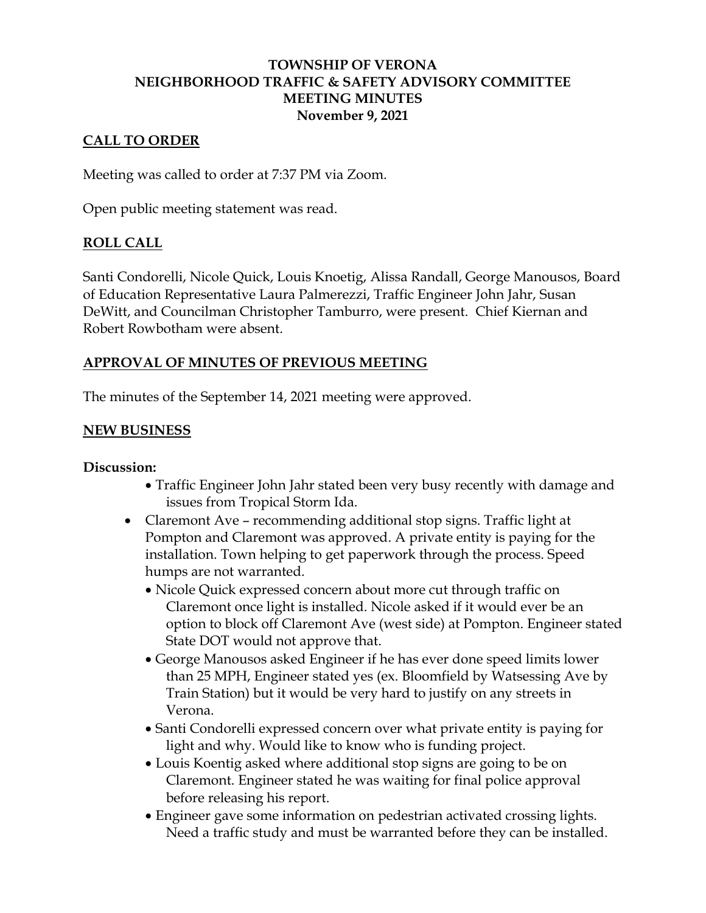# TOWNSHIP OF VERONA
# NEIGHBORHOOD TRAFFIC & SAFETY ADVISORY COMMITTEE
# MEETING MINUTES
# November 9, 2021

## CALL TO ORDER

Meeting was called to order at 7:37 PM via Zoom.

Open public meeting statement was read.

## ROLL CALL

Santi Condorelli, Nicole Quick, Louis Knoetig, Alissa Randall, George Manousos, Board of Education Representative Laura Palmerezzi, Traffic Engineer John Jahr, Susan DeWitt, and Councilman Christopher Tamburro, were present. Chief Kiernan and Robert Rowbotham were absent.

## APPROVAL OF MINUTES OF PREVIOUS MEETING

The minutes of the September 14, 2021 meeting were approved.

## NEW BUSINESS

**Discussion:**

- Traffic Engineer John Jahr stated been very busy recently with damage and issues from Tropical Storm Ida.
- Claremont Ave – recommending additional stop signs. Traffic light at Pompton and Claremont was approved. A private entity is paying for the installation. Town helping to get paperwork through the process. Speed humps are not warranted.
  - Nicole Quick expressed concern about more cut through traffic on Claremont once light is installed. Nicole asked if it would ever be an option to block off Claremont Ave (west side) at Pompton. Engineer stated State DOT would not approve that.
  - George Manousos asked Engineer if he has ever done speed limits lower than 25 MPH, Engineer stated yes (ex. Bloomfield by Watsessing Ave by Train Station) but it would be very hard to justify on any streets in Verona.
  - Santi Condorelli expressed concern over what private entity is paying for light and why. Would like to know who is funding project.
  - Louis Koentig asked where additional stop signs are going to be on Claremont. Engineer stated he was waiting for final police approval before releasing his report.
  - Engineer gave some information on pedestrian activated crossing lights. Need a traffic study and must be warranted before they can be installed.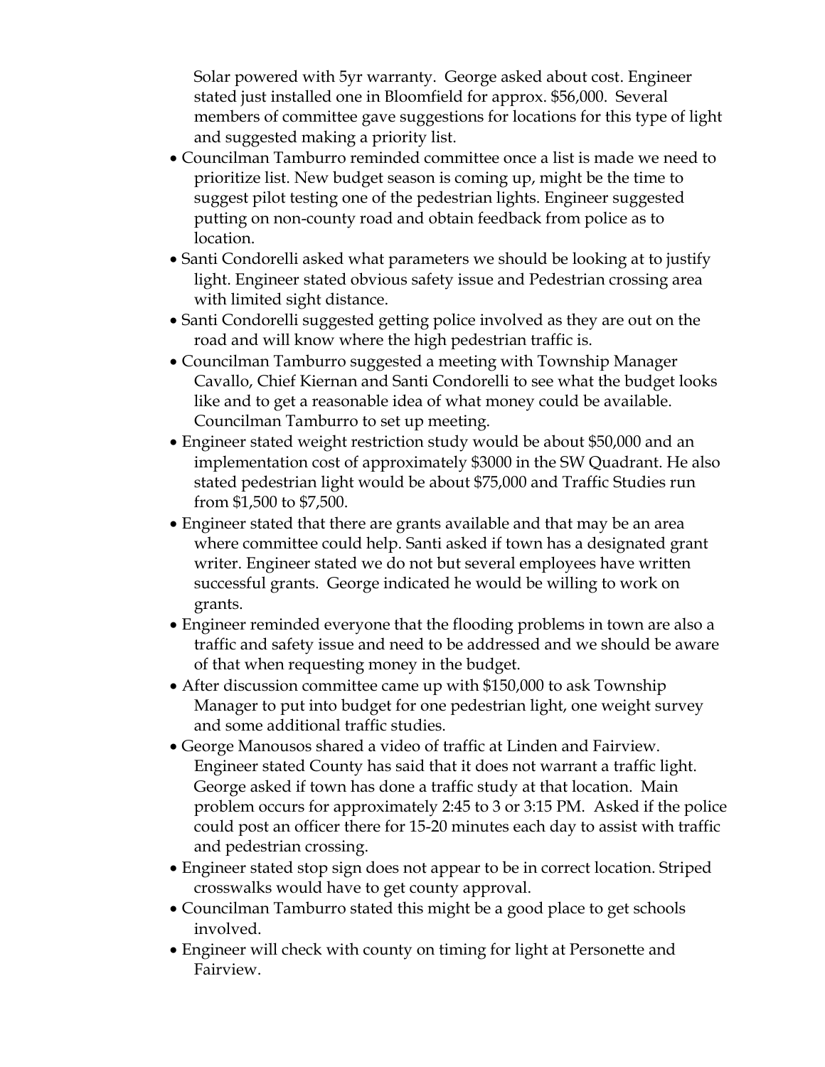Solar powered with 5yr warranty. George asked about cost. Engineer stated just installed one in Bloomfield for approx. $56,000. Several members of committee gave suggestions for locations for this type of light and suggested making a priority list.

- Councilman Tamburro reminded committee once a list is made we need to prioritize list. New budget season is coming up, might be the time to suggest pilot testing one of the pedestrian lights. Engineer suggested putting on non-county road and obtain feedback from police as to location.
- Santi Condorelli asked what parameters we should be looking at to justify light. Engineer stated obvious safety issue and Pedestrian crossing area with limited sight distance.
- Santi Condorelli suggested getting police involved as they are out on the road and will know where the high pedestrian traffic is.
- Councilman Tamburro suggested a meeting with Township Manager Cavallo, Chief Kiernan and Santi Condorelli to see what the budget looks like and to get a reasonable idea of what money could be available. Councilman Tamburro to set up meeting.
- Engineer stated weight restriction study would be about $50,000 and an implementation cost of approximately $3000 in the SW Quadrant. He also stated pedestrian light would be about $75,000 and Traffic Studies run from $1,500 to $7,500.
- Engineer stated that there are grants available and that may be an area where committee could help. Santi asked if town has a designated grant writer. Engineer stated we do not but several employees have written successful grants. George indicated he would be willing to work on grants.
- Engineer reminded everyone that the flooding problems in town are also a traffic and safety issue and need to be addressed and we should be aware of that when requesting money in the budget.
- After discussion committee came up with $150,000 to ask Township Manager to put into budget for one pedestrian light, one weight survey and some additional traffic studies.
- George Manousos shared a video of traffic at Linden and Fairview. Engineer stated County has said that it does not warrant a traffic light. George asked if town has done a traffic study at that location. Main problem occurs for approximately 2:45 to 3 or 3:15 PM. Asked if the police could post an officer there for 15-20 minutes each day to assist with traffic and pedestrian crossing.
- Engineer stated stop sign does not appear to be in correct location. Striped crosswalks would have to get county approval.
- Councilman Tamburro stated this might be a good place to get schools involved.
- Engineer will check with county on timing for light at Personette and Fairview.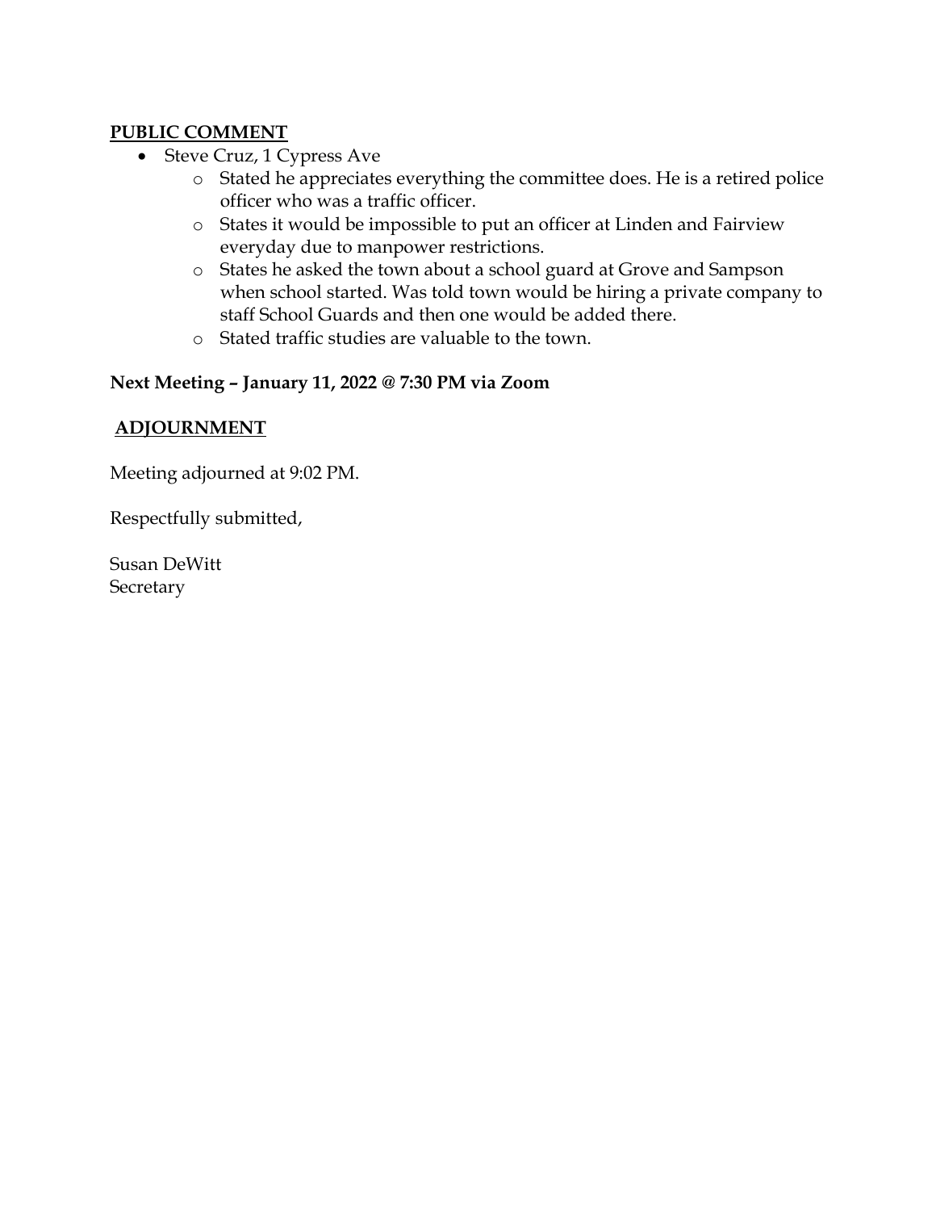**PUBLIC COMMENT**

- Steve Cruz, 1 Cypress Ave
  - Stated he appreciates everything the committee does. He is a retired police officer who was a traffic officer.
  - States it would be impossible to put an officer at Linden and Fairview everyday due to manpower restrictions.
  - States he asked the town about a school guard at Grove and Sampson when school started. Was told town would be hiring a private company to staff School Guards and then one would be added there.
  - Stated traffic studies are valuable to the town.

**Next Meeting – January 11, 2022 @ 7:30 PM via Zoom**

**ADJOURNMENT**

Meeting adjourned at 9:02 PM.

Respectfully submitted,

Susan DeWitt
Secretary